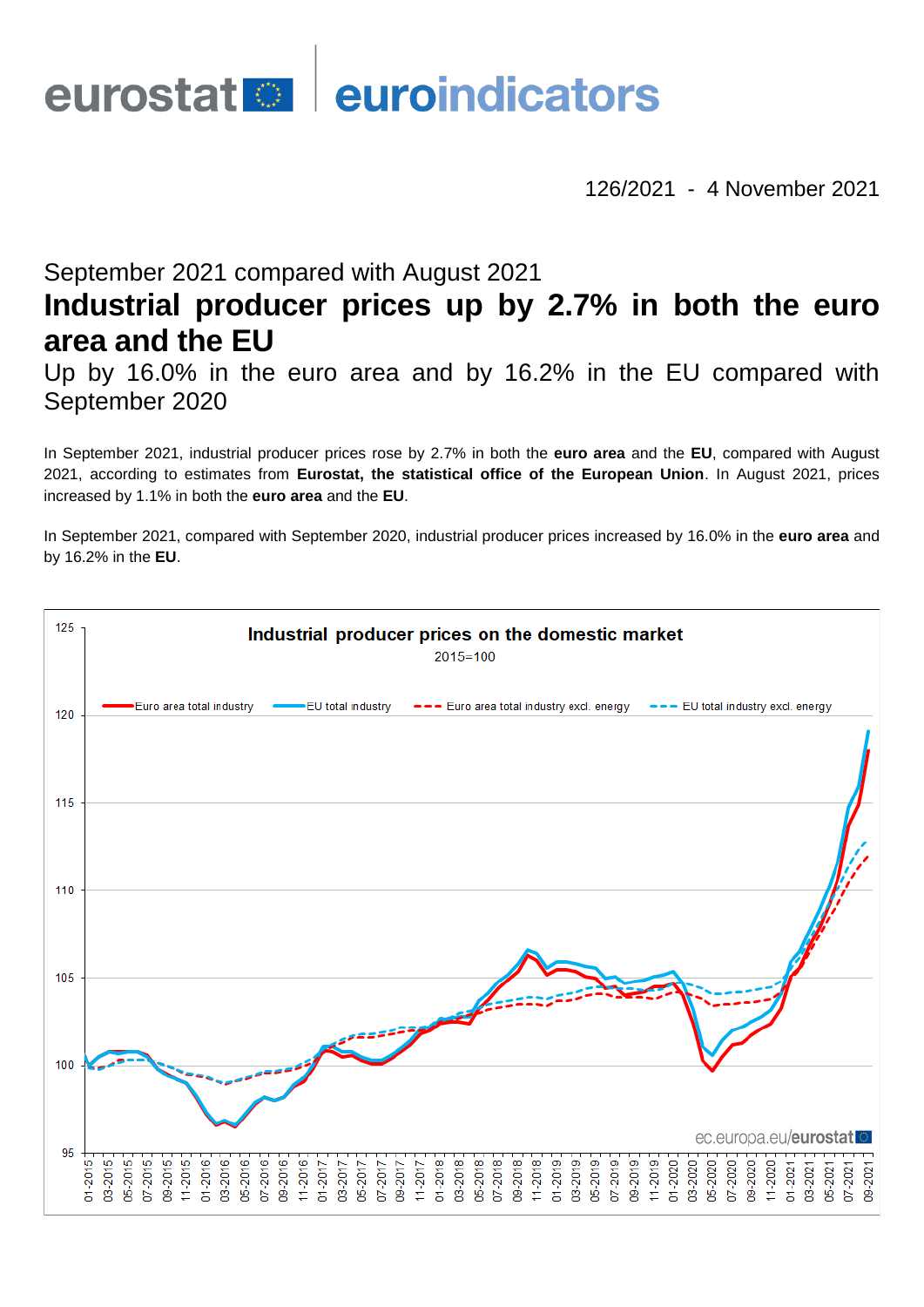eurostat euroindicators

126/2021 - 4 November 2021

September 2021 compared with August 2021

# Industrial producer prices up by 2.7% in both the euro area and the EU

Up by 16.0% in the euro area and by 16.2% in the EU compared with September 2020

In September 2021, industrial producer prices rose by 2.7% in both the **euro area** and the **EU**, compared with August 2021, according to estimates from **Eurostat, the statistical office of the European Union**. In August 2021, prices increased by 1.1% in both the **euro area** and the **EU**.

In September 2021, compared with September 2020, industrial producer prices increased by 16.0% in the **euro area** and by 16.2% in the **EU**.

**Industrial producer prices on the domestic market**

2015=100

ec.europa.eu/eurostat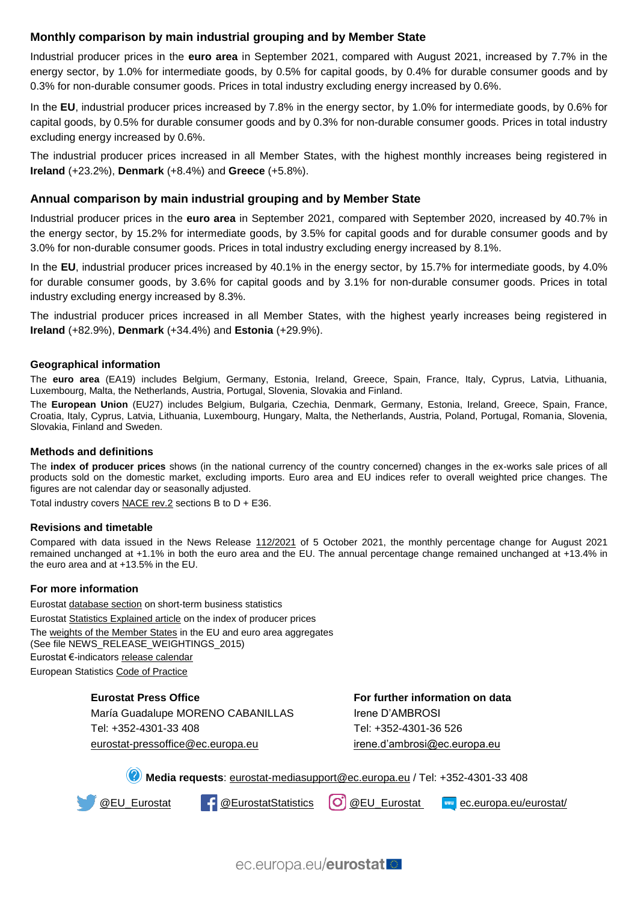## Monthly comparison by main industrial grouping and by Member State

Industrial producer prices in the **euro area** in September 2021, compared with August 2021, increased by 7.7% in the energy sector, by 1.0% for intermediate goods, by 0.5% for capital goods, by 0.4% for durable consumer goods and by 0.3% for non-durable consumer goods. Prices in total industry excluding energy increased by 0.6%.

In the **EU**, industrial producer prices increased by 7.8% in the energy sector, by 1.0% for intermediate goods, by 0.6% for capital goods, by 0.5% for durable consumer goods and by 0.3% for non-durable consumer goods. Prices in total industry excluding energy increased by 0.6%.

The industrial producer prices increased in all Member States, with the highest monthly increases being registered in **Ireland** (+23.2%), **Denmark** (+8.4%) and **Greece** (+5.8%).

## Annual comparison by main industrial grouping and by Member State

Industrial producer prices in the **euro area** in September 2021, compared with September 2020, increased by 40.7% in the energy sector, by 15.2% for intermediate goods, by 3.5% for capital goods and for durable consumer goods and by 3.0% for non-durable consumer goods. Prices in total industry excluding energy increased by 8.1%.

In the **EU**, industrial producer prices increased by 40.1% in the energy sector, by 15.7% for intermediate goods, by 4.0% for durable consumer goods, by 3.6% for capital goods and by 3.1% for non-durable consumer goods. Prices in total industry excluding energy increased by 8.3%.

The industrial producer prices increased in all Member States, with the highest yearly increases being registered in **Ireland** (+82.9%), **Denmark** (+34.4%) and **Estonia** (+29.9%).

### Geographical information

The **euro area** (EA19) includes Belgium, Germany, Estonia, Ireland, Greece, Spain, France, Italy, Cyprus, Latvia, Lithuania, Luxembourg, Malta, the Netherlands, Austria, Portugal, Slovenia, Slovakia and Finland.

The **European Union** (EU27) includes Belgium, Bulgaria, Czechia, Denmark, Germany, Estonia, Ireland, Greece, Spain, France, Croatia, Italy, Cyprus, Latvia, Lithuania, Luxembourg, Hungary, Malta, the Netherlands, Austria, Poland, Portugal, Romania, Slovenia, Slovakia, Finland and Sweden.

### Methods and definitions

The **index of producer prices** shows (in the national currency of the country concerned) changes in the ex-works sale prices of all products sold on the domestic market, excluding imports. Euro area and EU indices refer to overall weighted price changes. The figures are not calendar day or seasonally adjusted.

Total industry covers NACE rev.2 sections B to D + E36.

### Revisions and timetable

Compared with data issued in the News Release 112/2021 of 5 October 2021, the monthly percentage change for August 2021 remained unchanged at +1.1% in both the euro area and the EU. The annual percentage change remained unchanged at +13.4% in the euro area and at +13.5% in the EU.

### For more information

Eurostat database section on short-term business statistics

Eurostat Statistics Explained article on the index of producer prices

The weights of the Member States in the EU and euro area aggregates
(See file NEWS_RELEASE_WEIGHTINGS_2015)

Eurostat €-indicators release calendar

European Statistics Code of Practice

**Eurostat Press Office**
María Guadalupe MORENO CABANILLAS
Tel: +352-4301-33 408
eurostat-pressoffice@ec.europa.eu

**For further information on data**
Irene D'AMBROSI
Tel: +352-4301-36 526
irene.d'ambrosi@ec.europa.eu

**Media requests**: eurostat-mediasupport@ec.europa.eu / Tel: +352-4301-33 408

@EU_Eurostat @EurostatStatistics @EU_Eurostat ec.europa.eu/eurostat/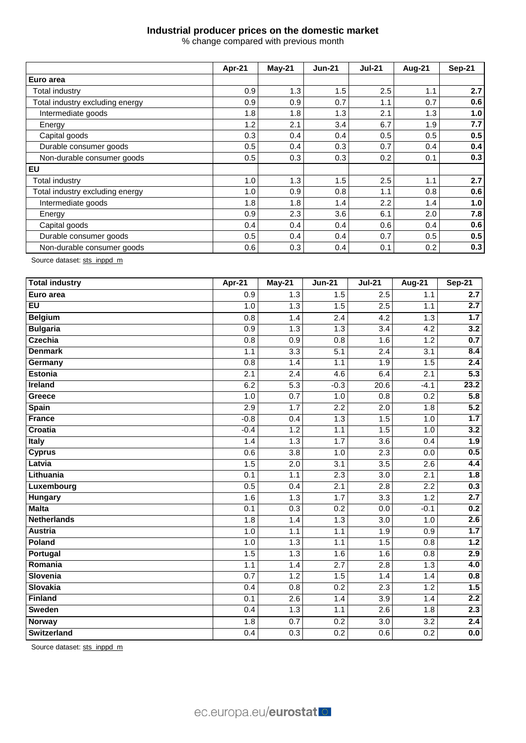## Industrial producer prices on the domestic market

% change compared with previous month

| | Apr-21 | May-21 | Jun-21 | Jul-21 | Aug-21 | Sep-21 |
|---|---|---|---|---|---|---|
| **Euro area** | | | | | | |
| Total industry | 0.9 | 1.3 | 1.5 | 2.5 | 1.1 | **2.7** |
| Total industry excluding energy | 0.9 | 0.9 | 0.7 | 1.1 | 0.7 | **0.6** |
| Intermediate goods | 1.8 | 1.8 | 1.3 | 2.1 | 1.3 | **1.0** |
| Energy | 1.2 | 2.1 | 3.4 | 6.7 | 1.9 | **7.7** |
| Capital goods | 0.3 | 0.4 | 0.4 | 0.5 | 0.5 | **0.5** |
| Durable consumer goods | 0.5 | 0.4 | 0.3 | 0.7 | 0.4 | **0.4** |
| Non-durable consumer goods | 0.5 | 0.3 | 0.3 | 0.2 | 0.1 | **0.3** |
| **EU** | | | | | | |
| Total industry | 1.0 | 1.3 | 1.5 | 2.5 | 1.1 | **2.7** |
| Total industry excluding energy | 1.0 | 0.9 | 0.8 | 1.1 | 0.8 | **0.6** |
| Intermediate goods | 1.8 | 1.8 | 1.4 | 2.2 | 1.4 | **1.0** |
| Energy | 0.9 | 2.3 | 3.6 | 6.1 | 2.0 | **7.8** |
| Capital goods | 0.4 | 0.4 | 0.4 | 0.6 | 0.4 | **0.6** |
| Durable consumer goods | 0.5 | 0.4 | 0.4 | 0.7 | 0.5 | **0.5** |
| Non-durable consumer goods | 0.6 | 0.3 | 0.4 | 0.1 | 0.2 | **0.3** |

Source dataset: sts_inppd_m

| **Total industry** | Apr-21 | May-21 | Jun-21 | Jul-21 | Aug-21 | Sep-21 |
|---|---|---|---|---|---|---|
| **Euro area** | 0.9 | 1.3 | 1.5 | 2.5 | 1.1 | **2.7** |
| **EU** | 1.0 | 1.3 | 1.5 | 2.5 | 1.1 | **2.7** |
| **Belgium** | 0.8 | 1.4 | 2.4 | 4.2 | 1.3 | **1.7** |
| **Bulgaria** | 0.9 | 1.3 | 1.3 | 3.4 | 4.2 | **3.2** |
| **Czechia** | 0.8 | 0.9 | 0.8 | 1.6 | 1.2 | **0.7** |
| **Denmark** | 1.1 | 3.3 | 5.1 | 2.4 | 3.1 | **8.4** |
| **Germany** | 0.8 | 1.4 | 1.1 | 1.9 | 1.5 | **2.4** |
| **Estonia** | 2.1 | 2.4 | 4.6 | 6.4 | 2.1 | **5.3** |
| **Ireland** | 6.2 | 5.3 | -0.3 | 20.6 | -4.1 | **23.2** |
| **Greece** | 1.0 | 0.7 | 1.0 | 0.8 | 0.2 | **5.8** |
| **Spain** | 2.9 | 1.7 | 2.2 | 2.0 | 1.8 | **5.2** |
| **France** | -0.8 | 0.4 | 1.3 | 1.5 | 1.0 | **1.7** |
| **Croatia** | -0.4 | 1.2 | 1.1 | 1.5 | 1.0 | **3.2** |
| **Italy** | 1.4 | 1.3 | 1.7 | 3.6 | 0.4 | **1.9** |
| **Cyprus** | 0.6 | 3.8 | 1.0 | 2.3 | 0.0 | **0.5** |
| **Latvia** | 1.5 | 2.0 | 3.1 | 3.5 | 2.6 | **4.4** |
| **Lithuania** | 0.1 | 1.1 | 2.3 | 3.0 | 2.1 | **1.8** |
| **Luxembourg** | 0.5 | 0.4 | 2.1 | 2.8 | 2.2 | **0.3** |
| **Hungary** | 1.6 | 1.3 | 1.7 | 3.3 | 1.2 | **2.7** |
| **Malta** | 0.1 | 0.3 | 0.2 | 0.0 | -0.1 | **0.2** |
| **Netherlands** | 1.8 | 1.4 | 1.3 | 3.0 | 1.0 | **2.6** |
| **Austria** | 1.0 | 1.1 | 1.1 | 1.9 | 0.9 | **1.7** |
| **Poland** | 1.0 | 1.3 | 1.1 | 1.5 | 0.8 | **1.2** |
| **Portugal** | 1.5 | 1.3 | 1.6 | 1.6 | 0.8 | **2.9** |
| **Romania** | 1.1 | 1.4 | 2.7 | 2.8 | 1.3 | **4.0** |
| **Slovenia** | 0.7 | 1.2 | 1.5 | 1.4 | 1.4 | **0.8** |
| **Slovakia** | 0.4 | 0.8 | 0.2 | 2.3 | 1.2 | **1.5** |
| **Finland** | 0.1 | 2.6 | 1.4 | 3.9 | 1.4 | **2.2** |
| **Sweden** | 0.4 | 1.3 | 1.1 | 2.6 | 1.8 | **2.3** |
| **Norway** | 1.8 | 0.7 | 0.2 | 3.0 | 3.2 | **2.4** |
| **Switzerland** | 0.4 | 0.3 | 0.2 | 0.6 | 0.2 | **0.0** |

Source dataset: sts_inppd_m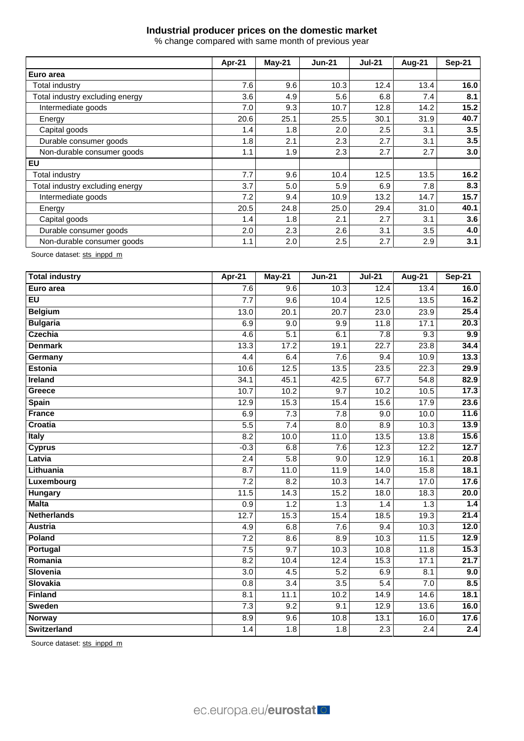**Industrial producer prices on the domestic market**

% change compared with same month of previous year

| | Apr-21 | May-21 | Jun-21 | Jul-21 | Aug-21 | Sep-21 |
|---|---|---|---|---|---|---|
| **Euro area** | | | | | | |
| Total industry | 7.6 | 9.6 | 10.3 | 12.4 | 13.4 | **16.0** |
| Total industry excluding energy | 3.6 | 4.9 | 5.6 | 6.8 | 7.4 | **8.1** |
| Intermediate goods | 7.0 | 9.3 | 10.7 | 12.8 | 14.2 | **15.2** |
| Energy | 20.6 | 25.1 | 25.5 | 30.1 | 31.9 | **40.7** |
| Capital goods | 1.4 | 1.8 | 2.0 | 2.5 | 3.1 | **3.5** |
| Durable consumer goods | 1.8 | 2.1 | 2.3 | 2.7 | 3.1 | **3.5** |
| Non-durable consumer goods | 1.1 | 1.9 | 2.3 | 2.7 | 2.7 | **3.0** |
| **EU** | | | | | | |
| Total industry | 7.7 | 9.6 | 10.4 | 12.5 | 13.5 | **16.2** |
| Total industry excluding energy | 3.7 | 5.0 | 5.9 | 6.9 | 7.8 | **8.3** |
| Intermediate goods | 7.2 | 9.4 | 10.9 | 13.2 | 14.7 | **15.7** |
| Energy | 20.5 | 24.8 | 25.0 | 29.4 | 31.0 | **40.1** |
| Capital goods | 1.4 | 1.8 | 2.1 | 2.7 | 3.1 | **3.6** |
| Durable consumer goods | 2.0 | 2.3 | 2.6 | 3.1 | 3.5 | **4.0** |
| Non-durable consumer goods | 1.1 | 2.0 | 2.5 | 2.7 | 2.9 | **3.1** |

Source dataset: sts_inppd_m

| **Total industry** | **Apr-21** | **May-21** | **Jun-21** | **Jul-21** | **Aug-21** | **Sep-21** |
|---|---|---|---|---|---|---|
| **Euro area** | 7.6 | 9.6 | 10.3 | 12.4 | 13.4 | **16.0** |
| **EU** | 7.7 | 9.6 | 10.4 | 12.5 | 13.5 | **16.2** |
| **Belgium** | 13.0 | 20.1 | 20.7 | 23.0 | 23.9 | **25.4** |
| **Bulgaria** | 6.9 | 9.0 | 9.9 | 11.8 | 17.1 | **20.3** |
| **Czechia** | 4.6 | 5.1 | 6.1 | 7.8 | 9.3 | **9.9** |
| **Denmark** | 13.3 | 17.2 | 19.1 | 22.7 | 23.8 | **34.4** |
| **Germany** | 4.4 | 6.4 | 7.6 | 9.4 | 10.9 | **13.3** |
| **Estonia** | 10.6 | 12.5 | 13.5 | 23.5 | 22.3 | **29.9** |
| **Ireland** | 34.1 | 45.1 | 42.5 | 67.7 | 54.8 | **82.9** |
| **Greece** | 10.7 | 10.2 | 9.7 | 10.2 | 10.5 | **17.3** |
| **Spain** | 12.9 | 15.3 | 15.4 | 15.6 | 17.9 | **23.6** |
| **France** | 6.9 | 7.3 | 7.8 | 9.0 | 10.0 | **11.6** |
| **Croatia** | 5.5 | 7.4 | 8.0 | 8.9 | 10.3 | **13.9** |
| **Italy** | 8.2 | 10.0 | 11.0 | 13.5 | 13.8 | **15.6** |
| **Cyprus** | -0.3 | 6.8 | 7.6 | 12.3 | 12.2 | **12.7** |
| **Latvia** | 2.4 | 5.8 | 9.0 | 12.9 | 16.1 | **20.8** |
| **Lithuania** | 8.7 | 11.0 | 11.9 | 14.0 | 15.8 | **18.1** |
| **Luxembourg** | 7.2 | 8.2 | 10.3 | 14.7 | 17.0 | **17.6** |
| **Hungary** | 11.5 | 14.3 | 15.2 | 18.0 | 18.3 | **20.0** |
| **Malta** | 0.9 | 1.2 | 1.3 | 1.4 | 1.3 | **1.4** |
| **Netherlands** | 12.7 | 15.3 | 15.4 | 18.5 | 19.3 | **21.4** |
| **Austria** | 4.9 | 6.8 | 7.6 | 9.4 | 10.3 | **12.0** |
| **Poland** | 7.2 | 8.6 | 8.9 | 10.3 | 11.5 | **12.9** |
| **Portugal** | 7.5 | 9.7 | 10.3 | 10.8 | 11.8 | **15.3** |
| **Romania** | 8.2 | 10.4 | 12.4 | 15.3 | 17.1 | **21.7** |
| **Slovenia** | 3.0 | 4.5 | 5.2 | 6.9 | 8.1 | **9.0** |
| **Slovakia** | 0.8 | 3.4 | 3.5 | 5.4 | 7.0 | **8.5** |
| **Finland** | 8.1 | 11.1 | 10.2 | 14.9 | 14.6 | **18.1** |
| **Sweden** | 7.3 | 9.2 | 9.1 | 12.9 | 13.6 | **16.0** |
| **Norway** | 8.9 | 9.6 | 10.8 | 13.1 | 16.0 | **17.6** |
| **Switzerland** | 1.4 | 1.8 | 1.8 | 2.3 | 2.4 | **2.4** |

Source dataset: sts_inppd_m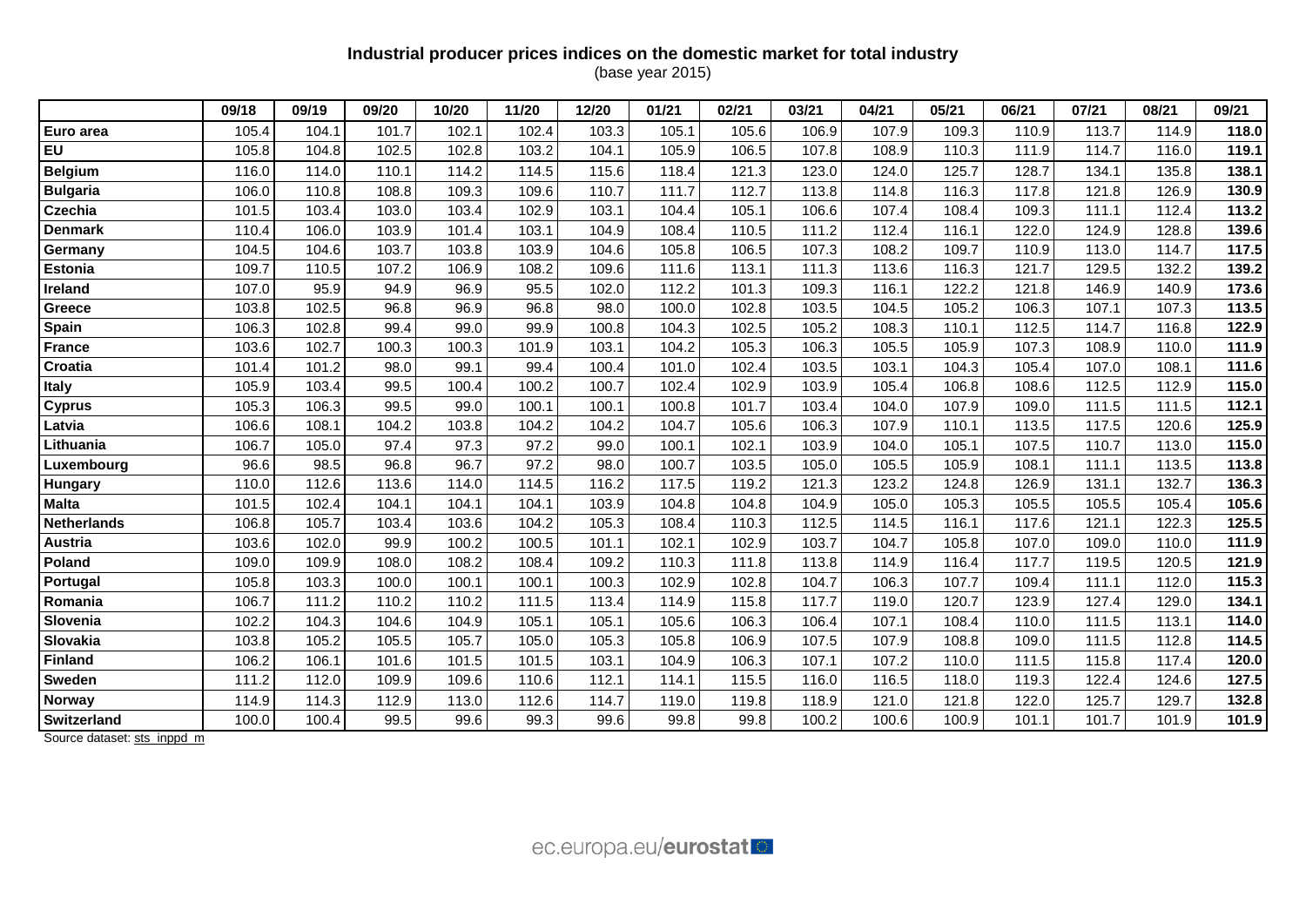**Industrial producer prices indices on the domestic market for total industry**
(base year 2015)

| | 09/18 | 09/19 | 09/20 | 10/20 | 11/20 | 12/20 | 01/21 | 02/21 | 03/21 | 04/21 | 05/21 | 06/21 | 07/21 | 08/21 | 09/21 |
|---|---|---|---|---|---|---|---|---|---|---|---|---|---|---|---|
| **Euro area** | 105.4 | 104.1 | 101.7 | 102.1 | 102.4 | 103.3 | 105.1 | 105.6 | 106.9 | 107.9 | 109.3 | 110.9 | 113.7 | 114.9 | **118.0** |
| **EU** | 105.8 | 104.8 | 102.5 | 102.8 | 103.2 | 104.1 | 105.9 | 106.5 | 107.8 | 108.9 | 110.3 | 111.9 | 114.7 | 116.0 | **119.1** |
| **Belgium** | 116.0 | 114.0 | 110.1 | 114.2 | 114.5 | 115.6 | 118.4 | 121.3 | 123.0 | 124.0 | 125.7 | 128.7 | 134.1 | 135.8 | **138.1** |
| **Bulgaria** | 106.0 | 110.8 | 108.8 | 109.3 | 109.6 | 110.7 | 111.7 | 112.7 | 113.8 | 114.8 | 116.3 | 117.8 | 121.8 | 126.9 | **130.9** |
| **Czechia** | 101.5 | 103.4 | 103.0 | 103.4 | 102.9 | 103.1 | 104.4 | 105.1 | 106.6 | 107.4 | 108.4 | 109.3 | 111.1 | 112.4 | **113.2** |
| **Denmark** | 110.4 | 106.0 | 103.9 | 101.4 | 103.1 | 104.9 | 108.4 | 110.5 | 111.2 | 112.4 | 116.1 | 122.0 | 124.9 | 128.8 | **139.6** |
| **Germany** | 104.5 | 104.6 | 103.7 | 103.8 | 103.9 | 104.6 | 105.8 | 106.5 | 107.3 | 108.2 | 109.7 | 110.9 | 113.0 | 114.7 | **117.5** |
| **Estonia** | 109.7 | 110.5 | 107.2 | 106.9 | 108.2 | 109.6 | 111.6 | 113.1 | 111.3 | 113.6 | 116.3 | 121.7 | 129.5 | 132.2 | **139.2** |
| **Ireland** | 107.0 | 95.9 | 94.9 | 96.9 | 95.5 | 102.0 | 112.2 | 101.3 | 109.3 | 116.1 | 122.2 | 121.8 | 146.9 | 140.9 | **173.6** |
| **Greece** | 103.8 | 102.5 | 96.8 | 96.9 | 96.8 | 98.0 | 100.0 | 102.8 | 103.5 | 104.5 | 105.2 | 106.3 | 107.1 | 107.3 | **113.5** |
| **Spain** | 106.3 | 102.8 | 99.4 | 99.0 | 99.9 | 100.8 | 104.3 | 102.5 | 105.2 | 108.3 | 110.1 | 112.5 | 114.7 | 116.8 | **122.9** |
| **France** | 103.6 | 102.7 | 100.3 | 100.3 | 101.9 | 103.1 | 104.2 | 105.3 | 106.3 | 105.5 | 105.9 | 107.3 | 108.9 | 110.0 | **111.9** |
| **Croatia** | 101.4 | 101.2 | 98.0 | 99.1 | 99.4 | 100.4 | 101.0 | 102.4 | 103.5 | 103.1 | 104.3 | 105.4 | 107.0 | 108.1 | **111.6** |
| **Italy** | 105.9 | 103.4 | 99.5 | 100.4 | 100.2 | 100.7 | 102.4 | 102.9 | 103.9 | 105.4 | 106.8 | 108.6 | 112.5 | 112.9 | **115.0** |
| **Cyprus** | 105.3 | 106.3 | 99.5 | 99.0 | 100.1 | 100.1 | 100.8 | 101.7 | 103.4 | 104.0 | 107.9 | 109.0 | 111.5 | 111.5 | **112.1** |
| **Latvia** | 106.6 | 108.1 | 104.2 | 103.8 | 104.2 | 104.2 | 104.7 | 105.6 | 106.3 | 107.9 | 110.1 | 113.5 | 117.5 | 120.6 | **125.9** |
| **Lithuania** | 106.7 | 105.0 | 97.4 | 97.3 | 97.2 | 99.0 | 100.1 | 102.1 | 103.9 | 104.0 | 105.1 | 107.5 | 110.7 | 113.0 | **115.0** |
| **Luxembourg** | 96.6 | 98.5 | 96.8 | 96.7 | 97.2 | 98.0 | 100.7 | 103.5 | 105.0 | 105.5 | 105.9 | 108.1 | 111.1 | 113.5 | **113.8** |
| **Hungary** | 110.0 | 112.6 | 113.6 | 114.0 | 114.5 | 116.2 | 117.5 | 119.2 | 121.3 | 123.2 | 124.8 | 126.9 | 131.1 | 132.7 | **136.3** |
| **Malta** | 101.5 | 102.4 | 104.1 | 104.1 | 104.1 | 103.9 | 104.8 | 104.8 | 104.9 | 105.0 | 105.3 | 105.5 | 105.5 | 105.4 | **105.6** |
| **Netherlands** | 106.8 | 105.7 | 103.4 | 103.6 | 104.2 | 105.3 | 108.4 | 110.3 | 112.5 | 114.5 | 116.1 | 117.6 | 121.1 | 122.3 | **125.5** |
| **Austria** | 103.6 | 102.0 | 99.9 | 100.2 | 100.5 | 101.1 | 102.1 | 102.9 | 103.7 | 104.7 | 105.8 | 107.0 | 109.0 | 110.0 | **111.9** |
| **Poland** | 109.0 | 109.9 | 108.0 | 108.2 | 108.4 | 109.2 | 110.3 | 111.8 | 113.8 | 114.9 | 116.4 | 117.7 | 119.5 | 120.5 | **121.9** |
| **Portugal** | 105.8 | 103.3 | 100.0 | 100.1 | 100.1 | 100.3 | 102.9 | 102.8 | 104.7 | 106.3 | 107.7 | 109.4 | 111.1 | 112.0 | **115.3** |
| **Romania** | 106.7 | 111.2 | 110.2 | 110.2 | 111.5 | 113.4 | 114.9 | 115.8 | 117.7 | 119.0 | 120.7 | 123.9 | 127.4 | 129.0 | **134.1** |
| **Slovenia** | 102.2 | 104.3 | 104.6 | 104.9 | 105.1 | 105.1 | 105.6 | 106.3 | 106.4 | 107.1 | 108.4 | 110.0 | 111.5 | 113.1 | **114.0** |
| **Slovakia** | 103.8 | 105.2 | 105.5 | 105.7 | 105.0 | 105.3 | 105.8 | 106.9 | 107.5 | 107.9 | 108.8 | 109.0 | 111.5 | 112.8 | **114.5** |
| **Finland** | 106.2 | 106.1 | 101.6 | 101.5 | 101.5 | 103.1 | 104.9 | 106.3 | 107.1 | 107.2 | 110.0 | 111.5 | 115.8 | 117.4 | **120.0** |
| **Sweden** | 111.2 | 112.0 | 109.9 | 109.6 | 110.6 | 112.1 | 114.1 | 115.5 | 116.0 | 116.5 | 118.0 | 119.3 | 122.4 | 124.6 | **127.5** |
| **Norway** | 114.9 | 114.3 | 112.9 | 113.0 | 112.6 | 114.7 | 119.0 | 119.8 | 118.9 | 121.0 | 121.8 | 122.0 | 125.7 | 129.7 | **132.8** |
| **Switzerland** | 100.0 | 100.4 | 99.5 | 99.6 | 99.3 | 99.6 | 99.8 | 99.8 | 100.2 | 100.6 | 100.9 | 101.1 | 101.7 | 101.9 | **101.9** |

Source dataset: sts_inppd_m

ec.europa.eu/eurostat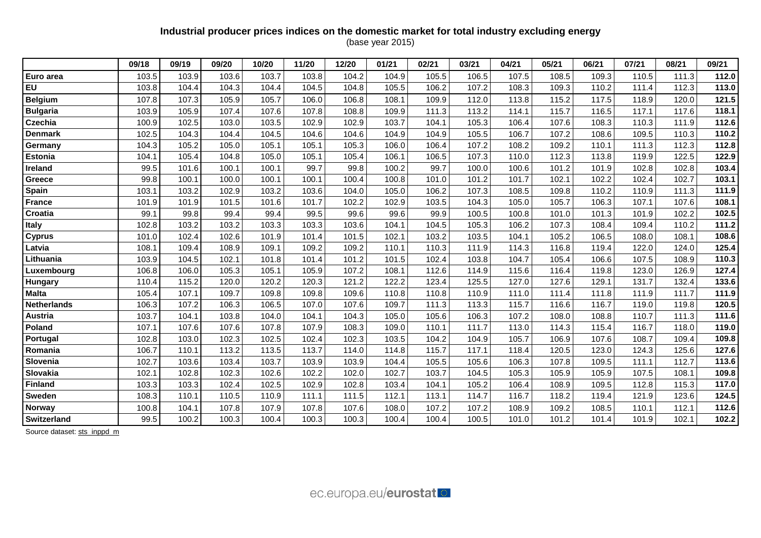**Industrial producer prices indices on the domestic market for total industry excluding energy**
(base year 2015)

| | 09/18 | 09/19 | 09/20 | 10/20 | 11/20 | 12/20 | 01/21 | 02/21 | 03/21 | 04/21 | 05/21 | 06/21 | 07/21 | 08/21 | 09/21 |
|---|---|---|---|---|---|---|---|---|---|---|---|---|---|---|---|
| **Euro area** | 103.5 | 103.9 | 103.6 | 103.7 | 103.8 | 104.2 | 104.9 | 105.5 | 106.5 | 107.5 | 108.5 | 109.3 | 110.5 | 111.3 | **112.0** |
| **EU** | 103.8 | 104.4 | 104.3 | 104.4 | 104.5 | 104.8 | 105.5 | 106.2 | 107.2 | 108.3 | 109.3 | 110.2 | 111.4 | 112.3 | **113.0** |
| **Belgium** | 107.8 | 107.3 | 105.9 | 105.7 | 106.0 | 106.8 | 108.1 | 109.9 | 112.0 | 113.8 | 115.2 | 117.5 | 118.9 | 120.0 | **121.5** |
| **Bulgaria** | 103.9 | 105.9 | 107.4 | 107.6 | 107.8 | 108.8 | 109.9 | 111.3 | 113.2 | 114.1 | 115.7 | 116.5 | 117.1 | 117.6 | **118.1** |
| **Czechia** | 100.9 | 102.5 | 103.0 | 103.5 | 102.9 | 102.9 | 103.7 | 104.1 | 105.3 | 106.4 | 107.6 | 108.3 | 110.3 | 111.9 | **112.6** |
| **Denmark** | 102.5 | 104.3 | 104.4 | 104.5 | 104.6 | 104.6 | 104.9 | 104.9 | 105.5 | 106.7 | 107.2 | 108.6 | 109.5 | 110.3 | **110.2** |
| **Germany** | 104.3 | 105.2 | 105.0 | 105.1 | 105.1 | 105.3 | 106.0 | 106.4 | 107.2 | 108.2 | 109.2 | 110.1 | 111.3 | 112.3 | **112.8** |
| **Estonia** | 104.1 | 105.4 | 104.8 | 105.0 | 105.1 | 105.4 | 106.1 | 106.5 | 107.3 | 110.0 | 112.3 | 113.8 | 119.9 | 122.5 | **122.9** |
| **Ireland** | 99.5 | 101.6 | 100.1 | 100.1 | 99.7 | 99.8 | 100.2 | 99.7 | 100.0 | 100.6 | 101.2 | 101.9 | 102.8 | 102.8 | **103.4** |
| **Greece** | 99.8 | 100.1 | 100.0 | 100.1 | 100.1 | 100.4 | 100.8 | 101.0 | 101.2 | 101.7 | 102.1 | 102.2 | 102.4 | 102.7 | **103.1** |
| **Spain** | 103.1 | 103.2 | 102.9 | 103.2 | 103.6 | 104.0 | 105.0 | 106.2 | 107.3 | 108.5 | 109.8 | 110.2 | 110.9 | 111.3 | **111.9** |
| **France** | 101.9 | 101.9 | 101.5 | 101.6 | 101.7 | 102.2 | 102.9 | 103.5 | 104.3 | 105.0 | 105.7 | 106.3 | 107.1 | 107.6 | **108.1** |
| **Croatia** | 99.1 | 99.8 | 99.4 | 99.4 | 99.5 | 99.6 | 99.6 | 99.9 | 100.5 | 100.8 | 101.0 | 101.3 | 101.9 | 102.2 | **102.5** |
| **Italy** | 102.8 | 103.2 | 103.2 | 103.3 | 103.3 | 103.6 | 104.1 | 104.5 | 105.3 | 106.2 | 107.3 | 108.4 | 109.4 | 110.2 | **111.2** |
| **Cyprus** | 101.0 | 102.4 | 102.6 | 101.9 | 101.4 | 101.5 | 102.1 | 103.2 | 103.5 | 104.1 | 105.2 | 106.5 | 108.0 | 108.1 | **108.6** |
| **Latvia** | 108.1 | 109.4 | 108.9 | 109.1 | 109.2 | 109.2 | 110.1 | 110.3 | 111.9 | 114.3 | 116.8 | 119.4 | 122.0 | 124.0 | **125.4** |
| **Lithuania** | 103.9 | 104.5 | 102.1 | 101.8 | 101.4 | 101.2 | 101.5 | 102.4 | 103.8 | 104.7 | 105.4 | 106.6 | 107.5 | 108.9 | **110.3** |
| **Luxembourg** | 106.8 | 106.0 | 105.3 | 105.1 | 105.9 | 107.2 | 108.1 | 112.6 | 114.9 | 115.6 | 116.4 | 119.8 | 123.0 | 126.9 | **127.4** |
| **Hungary** | 110.4 | 115.2 | 120.0 | 120.2 | 120.3 | 121.2 | 122.2 | 123.4 | 125.5 | 127.0 | 127.6 | 129.1 | 131.7 | 132.4 | **133.6** |
| **Malta** | 105.4 | 107.1 | 109.7 | 109.8 | 109.8 | 109.6 | 110.8 | 110.8 | 110.9 | 111.0 | 111.4 | 111.8 | 111.9 | 111.7 | **111.9** |
| **Netherlands** | 106.3 | 107.2 | 106.3 | 106.5 | 107.0 | 107.6 | 109.7 | 111.3 | 113.3 | 115.7 | 116.6 | 116.7 | 119.0 | 119.8 | **120.5** |
| **Austria** | 103.7 | 104.1 | 103.8 | 104.0 | 104.1 | 104.3 | 105.0 | 105.6 | 106.3 | 107.2 | 108.0 | 108.8 | 110.7 | 111.3 | **111.6** |
| **Poland** | 107.1 | 107.6 | 107.6 | 107.8 | 107.9 | 108.3 | 109.0 | 110.1 | 111.7 | 113.0 | 114.3 | 115.4 | 116.7 | 118.0 | **119.0** |
| **Portugal** | 102.8 | 103.0 | 102.3 | 102.5 | 102.4 | 102.3 | 103.5 | 104.2 | 104.9 | 105.7 | 106.9 | 107.6 | 108.7 | 109.4 | **109.8** |
| **Romania** | 106.7 | 110.1 | 113.2 | 113.5 | 113.7 | 114.0 | 114.8 | 115.7 | 117.1 | 118.4 | 120.5 | 123.0 | 124.3 | 125.6 | **127.6** |
| **Slovenia** | 102.7 | 103.6 | 103.4 | 103.7 | 103.9 | 103.9 | 104.4 | 105.5 | 105.6 | 106.3 | 107.8 | 109.5 | 111.1 | 112.7 | **113.6** |
| **Slovakia** | 102.1 | 102.8 | 102.3 | 102.6 | 102.2 | 102.0 | 102.7 | 103.7 | 104.5 | 105.3 | 105.9 | 105.9 | 107.5 | 108.1 | **109.8** |
| **Finland** | 103.3 | 103.3 | 102.4 | 102.5 | 102.9 | 102.8 | 103.4 | 104.1 | 105.2 | 106.4 | 108.9 | 109.5 | 112.8 | 115.3 | **117.0** |
| **Sweden** | 108.3 | 110.1 | 110.5 | 110.9 | 111.1 | 111.5 | 112.1 | 113.1 | 114.7 | 116.7 | 118.2 | 119.4 | 121.9 | 123.6 | **124.5** |
| **Norway** | 100.8 | 104.1 | 107.8 | 107.9 | 107.8 | 107.6 | 108.0 | 107.2 | 107.2 | 108.9 | 109.2 | 108.5 | 110.1 | 112.1 | **112.6** |
| **Switzerland** | 99.5 | 100.2 | 100.3 | 100.4 | 100.3 | 100.3 | 100.4 | 100.4 | 100.5 | 101.0 | 101.2 | 101.4 | 101.9 | 102.1 | **102.2** |

Source dataset: sts_inppd_m

ec.europa.eu/eurostat